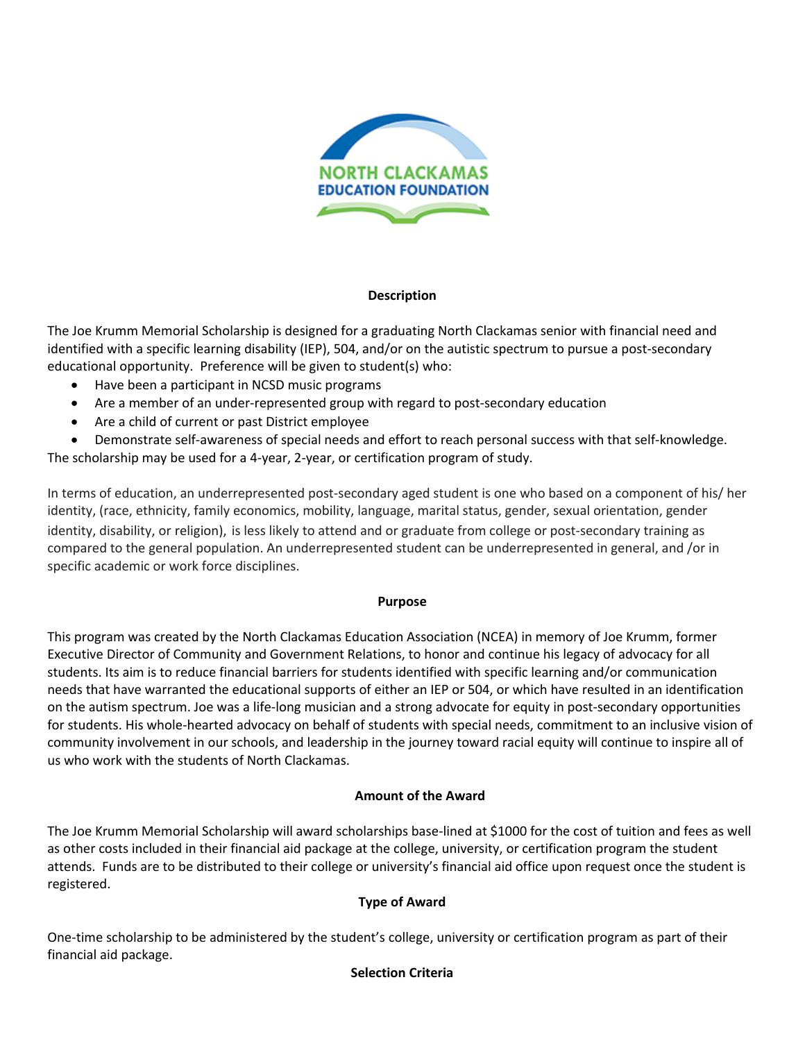NORTH CLACKAMAS
EDUCATION FOUNDATION

## Description

The Joe Krumm Memorial Scholarship is designed for a graduating North Clackamas senior with financial need and identified with a specific learning disability (IEP), 504, and/or on the autistic spectrum to pursue a post-secondary educational opportunity. Preference will be given to student(s) who:

- Have been a participant in NCSD music programs
- Are a member of an under-represented group with regard to post-secondary education
- Are a child of current or past District employee
- Demonstrate self-awareness of special needs and effort to reach personal success with that self-knowledge.

The scholarship may be used for a 4-year, 2-year, or certification program of study.

In terms of education, an underrepresented post-secondary aged student is one who based on a component of his/ her identity, (race, ethnicity, family economics, mobility, language, marital status, gender, sexual orientation, gender identity, disability, or religion), is less likely to attend and or graduate from college or post-secondary training as compared to the general population. An underrepresented student can be underrepresented in general, and /or in specific academic or work force disciplines.

## Purpose

This program was created by the North Clackamas Education Association (NCEA) in memory of Joe Krumm, former Executive Director of Community and Government Relations, to honor and continue his legacy of advocacy for all students. Its aim is to reduce financial barriers for students identified with specific learning and/or communication needs that have warranted the educational supports of either an IEP or 504, or which have resulted in an identification on the autism spectrum. Joe was a life-long musician and a strong advocate for equity in post-secondary opportunities for students. His whole-hearted advocacy on behalf of students with special needs, commitment to an inclusive vision of community involvement in our schools, and leadership in the journey toward racial equity will continue to inspire all of us who work with the students of North Clackamas.

## Amount of the Award

The Joe Krumm Memorial Scholarship will award scholarships base-lined at $1000 for the cost of tuition and fees as well as other costs included in their financial aid package at the college, university, or certification program the student attends. Funds are to be distributed to their college or university's financial aid office upon request once the student is registered.

## Type of Award

One-time scholarship to be administered by the student's college, university or certification program as part of their financial aid package.

## Selection Criteria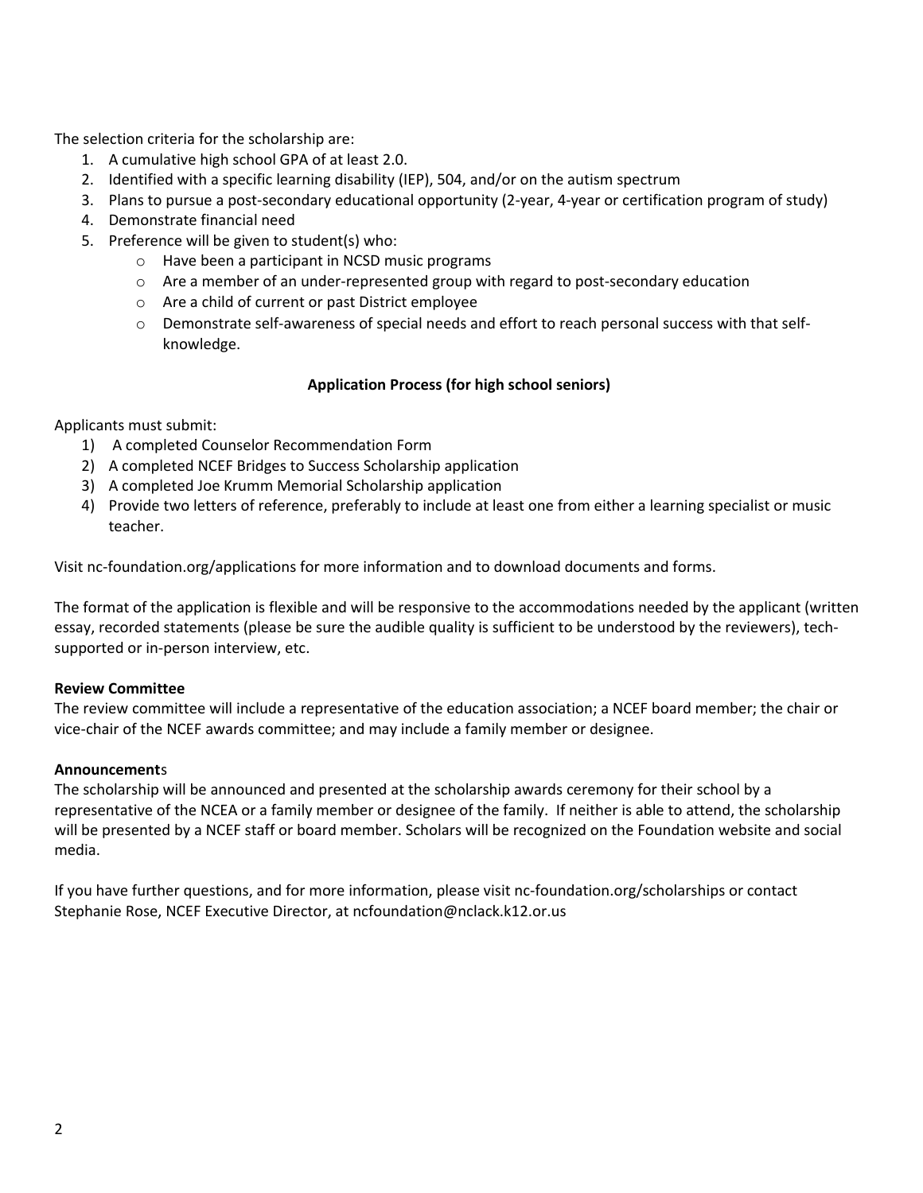The selection criteria for the scholarship are:

1. A cumulative high school GPA of at least 2.0.
2. Identified with a specific learning disability (IEP), 504, and/or on the autism spectrum
3. Plans to pursue a post-secondary educational opportunity (2-year, 4-year or certification program of study)
4. Demonstrate financial need
5. Preference will be given to student(s) who:
   - Have been a participant in NCSD music programs
   - Are a member of an under-represented group with regard to post-secondary education
   - Are a child of current or past District employee
   - Demonstrate self-awareness of special needs and effort to reach personal success with that self-knowledge.

**Application Process (for high school seniors)**

Applicants must submit:

1) A completed Counselor Recommendation Form
2) A completed NCEF Bridges to Success Scholarship application
3) A completed Joe Krumm Memorial Scholarship application
4) Provide two letters of reference, preferably to include at least one from either a learning specialist or music teacher.

Visit nc-foundation.org/applications for more information and to download documents and forms.

The format of the application is flexible and will be responsive to the accommodations needed by the applicant (written essay, recorded statements (please be sure the audible quality is sufficient to be understood by the reviewers), tech-supported or in-person interview, etc.

**Review Committee**

The review committee will include a representative of the education association; a NCEF board member; the chair or vice-chair of the NCEF awards committee; and may include a family member or designee.

**Announcements**

The scholarship will be announced and presented at the scholarship awards ceremony for their school by a representative of the NCEA or a family member or designee of the family. If neither is able to attend, the scholarship will be presented by a NCEF staff or board member. Scholars will be recognized on the Foundation website and social media.

If you have further questions, and for more information, please visit nc-foundation.org/scholarships or contact Stephanie Rose, NCEF Executive Director, at ncfoundation@nclack.k12.or.us